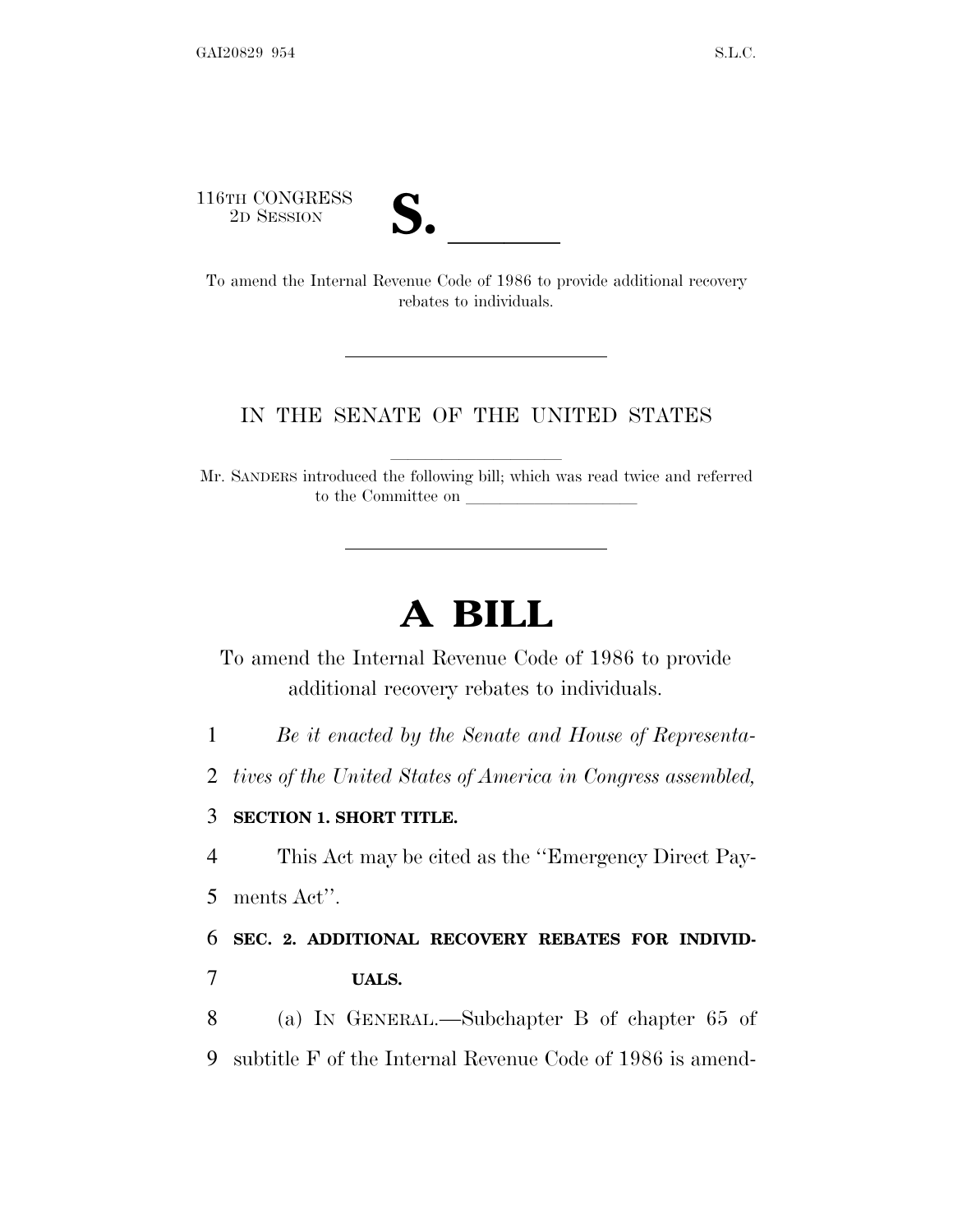116TH CONGRESS
2D SESSION

# S. ______

To amend the Internal Revenue Code of 1986 to provide additional recovery rebates to individuals.

IN THE SENATE OF THE UNITED STATES

Mr. SANDERS introduced the following bill; which was read twice and referred to the Committee on ____________________

# A BILL

To amend the Internal Revenue Code of 1986 to provide additional recovery rebates to individuals.

1 *Be it enacted by the Senate and House of Representa-*
2 *tives of the United States of America in Congress assembled,*

3 **SECTION 1. SHORT TITLE.**

4 This Act may be cited as the ''Emergency Direct Pay-
5 ments Act''.

6 **SEC. 2. ADDITIONAL RECOVERY REBATES FOR INDIVID-**
7 **UALS.**

8 (a) IN GENERAL.—Subchapter B of chapter 65 of
9 subtitle F of the Internal Revenue Code of 1986 is amend-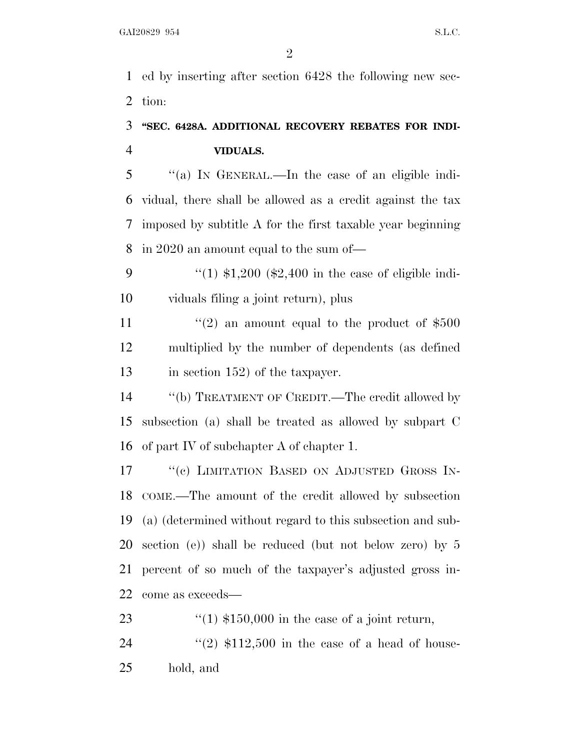ed by inserting after section 6428 the following new section:

### "SEC. 6428A. ADDITIONAL RECOVERY REBATES FOR INDIVIDUALS.

"(a) IN GENERAL.—In the case of an eligible individual, there shall be allowed as a credit against the tax imposed by subtitle A for the first taxable year beginning in 2020 an amount equal to the sum of—

"(1) $1,200 ($2,400 in the case of eligible individuals filing a joint return), plus

"(2) an amount equal to the product of $500 multiplied by the number of dependents (as defined in section 152) of the taxpayer.

"(b) TREATMENT OF CREDIT.—The credit allowed by subsection (a) shall be treated as allowed by subpart C of part IV of subchapter A of chapter 1.

"(c) LIMITATION BASED ON ADJUSTED GROSS INCOME.—The amount of the credit allowed by subsection (a) (determined without regard to this subsection and subsection (e)) shall be reduced (but not below zero) by 5 percent of so much of the taxpayer's adjusted gross income as exceeds—

"(1) $150,000 in the case of a joint return,

"(2) $112,500 in the case of a head of household, and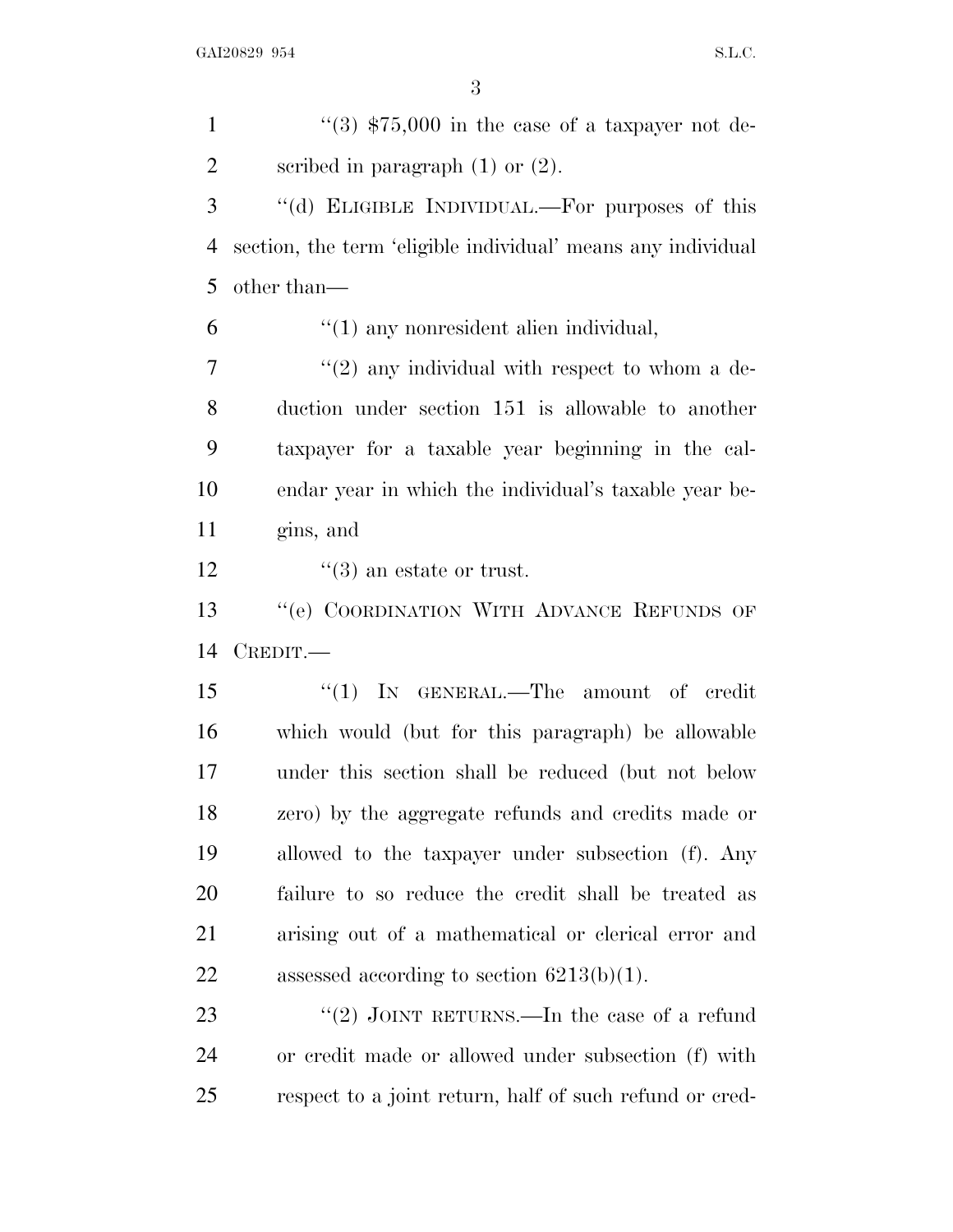"(3) $75,000 in the case of a taxpayer not described in paragraph (1) or (2).

"(d) ELIGIBLE INDIVIDUAL.—For purposes of this section, the term 'eligible individual' means any individual other than—

"(1) any nonresident alien individual,

"(2) any individual with respect to whom a deduction under section 151 is allowable to another taxpayer for a taxable year beginning in the calendar year in which the individual's taxable year begins, and

"(3) an estate or trust.

"(e) COORDINATION WITH ADVANCE REFUNDS OF CREDIT.—

"(1) IN GENERAL.—The amount of credit which would (but for this paragraph) be allowable under this section shall be reduced (but not below zero) by the aggregate refunds and credits made or allowed to the taxpayer under subsection (f). Any failure to so reduce the credit shall be treated as arising out of a mathematical or clerical error and assessed according to section 6213(b)(1).

"(2) JOINT RETURNS.—In the case of a refund or credit made or allowed under subsection (f) with respect to a joint return, half of such refund or cred-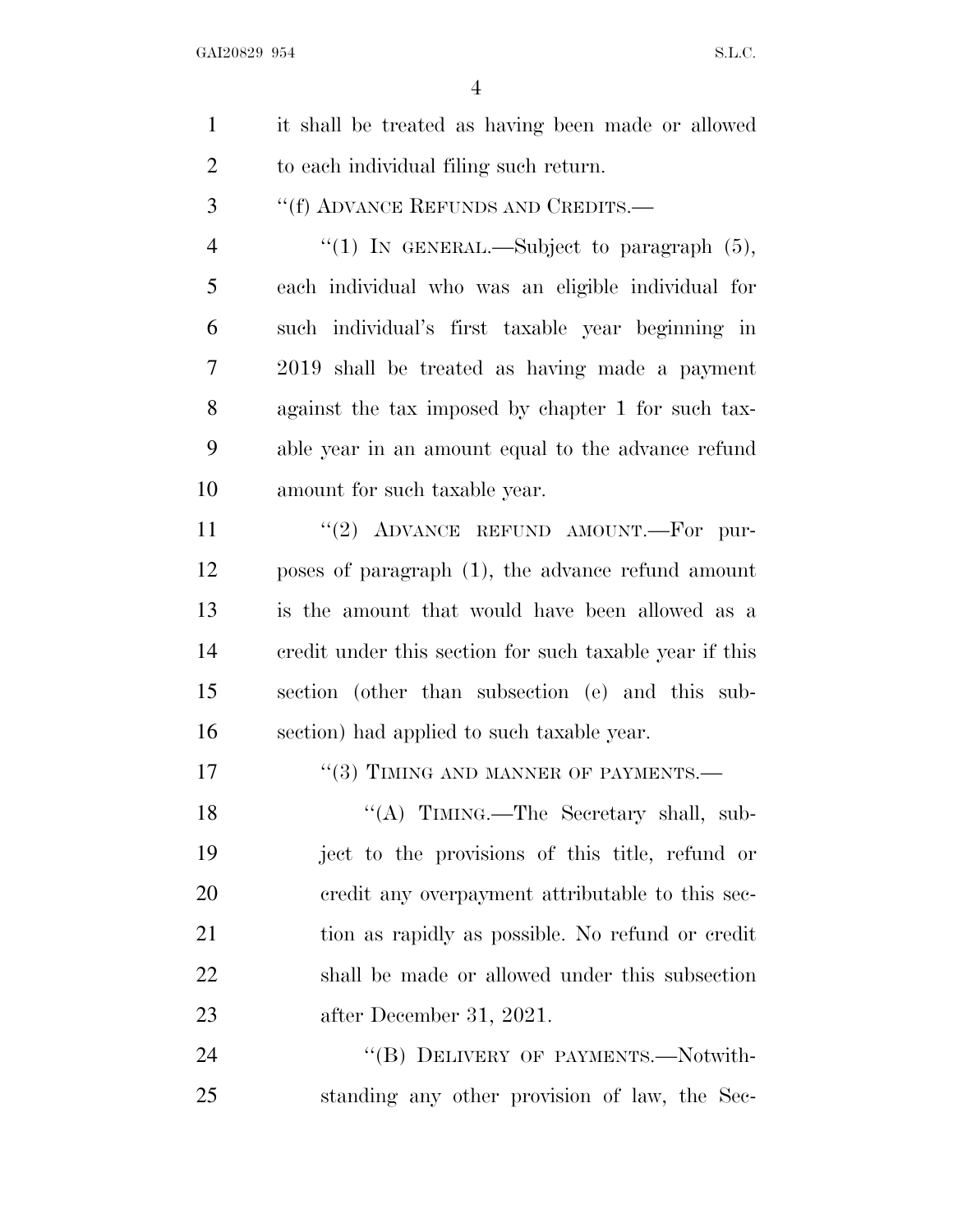it shall be treated as having been made or allowed to each individual filing such return.

"(f) ADVANCE REFUNDS AND CREDITS.—

"(1) IN GENERAL.—Subject to paragraph (5), each individual who was an eligible individual for such individual's first taxable year beginning in 2019 shall be treated as having made a payment against the tax imposed by chapter 1 for such taxable year in an amount equal to the advance refund amount for such taxable year.

"(2) ADVANCE REFUND AMOUNT.—For purposes of paragraph (1), the advance refund amount is the amount that would have been allowed as a credit under this section for such taxable year if this section (other than subsection (e) and this subsection) had applied to such taxable year.

"(3) TIMING AND MANNER OF PAYMENTS.—

"(A) TIMING.—The Secretary shall, subject to the provisions of this title, refund or credit any overpayment attributable to this section as rapidly as possible. No refund or credit shall be made or allowed under this subsection after December 31, 2021.

"(B) DELIVERY OF PAYMENTS.—Notwithstanding any other provision of law, the Sec-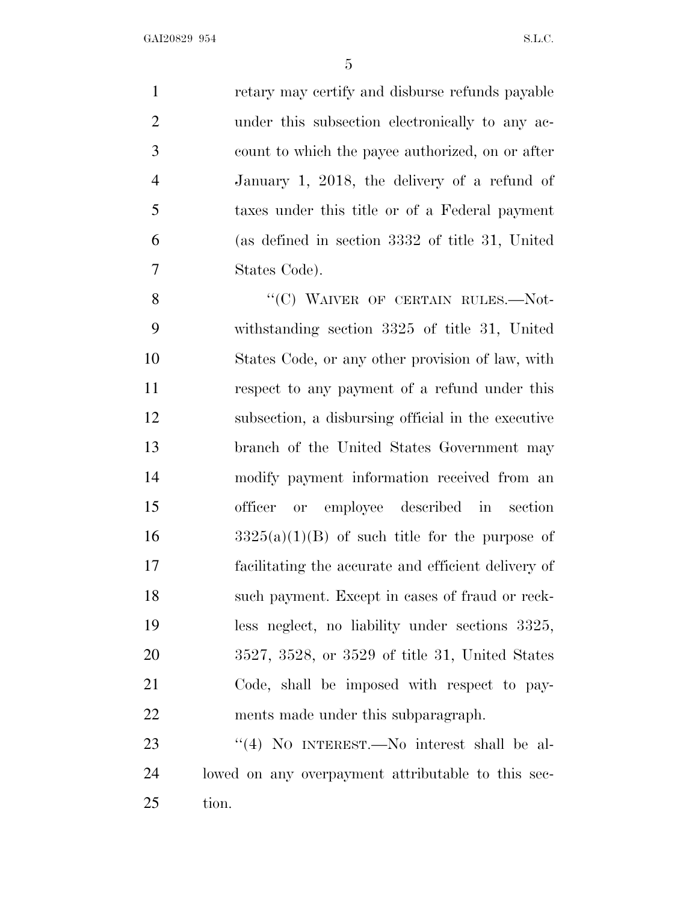retary may certify and disburse refunds payable under this subsection electronically to any account to which the payee authorized, on or after January 1, 2018, the delivery of a refund of taxes under this title or of a Federal payment (as defined in section 3332 of title 31, United States Code).

"(C) WAIVER OF CERTAIN RULES.—Notwithstanding section 3325 of title 31, United States Code, or any other provision of law, with respect to any payment of a refund under this subsection, a disbursing official in the executive branch of the United States Government may modify payment information received from an officer or employee described in section 3325(a)(1)(B) of such title for the purpose of facilitating the accurate and efficient delivery of such payment. Except in cases of fraud or reckless neglect, no liability under sections 3325, 3527, 3528, or 3529 of title 31, United States Code, shall be imposed with respect to payments made under this subparagraph.

"(4) NO INTEREST.—No interest shall be allowed on any overpayment attributable to this section.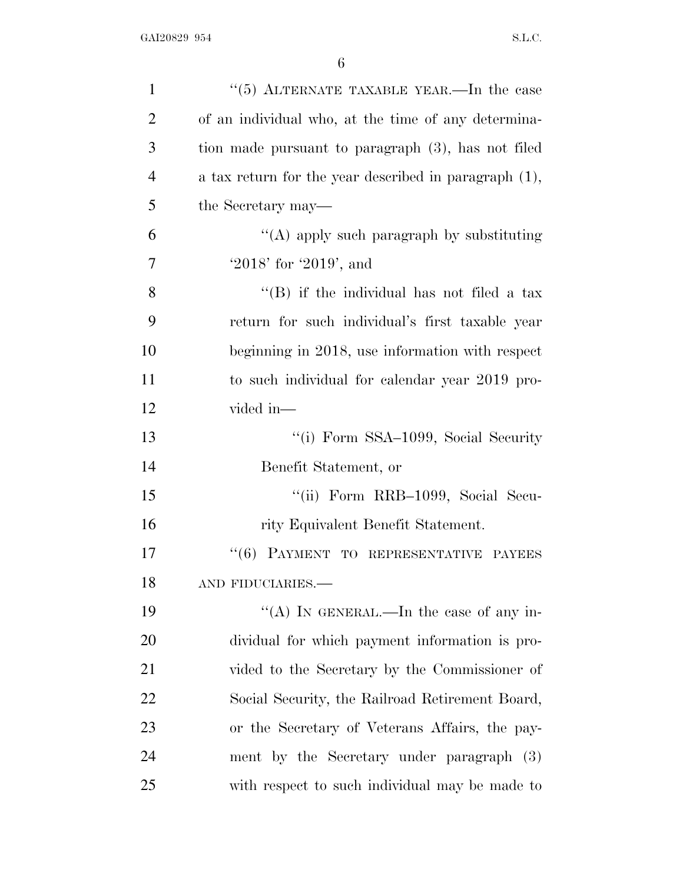"(5) ALTERNATE TAXABLE YEAR.—In the case of an individual who, at the time of any determination made pursuant to paragraph (3), has not filed a tax return for the year described in paragraph (1), the Secretary may—

"(A) apply such paragraph by substituting '2018' for '2019', and

"(B) if the individual has not filed a tax return for such individual's first taxable year beginning in 2018, use information with respect to such individual for calendar year 2019 provided in—

"(i) Form SSA–1099, Social Security Benefit Statement, or

"(ii) Form RRB–1099, Social Security Equivalent Benefit Statement.

"(6) PAYMENT TO REPRESENTATIVE PAYEES AND FIDUCIARIES.—

"(A) IN GENERAL.—In the case of any individual for which payment information is provided to the Secretary by the Commissioner of Social Security, the Railroad Retirement Board, or the Secretary of Veterans Affairs, the payment by the Secretary under paragraph (3) with respect to such individual may be made to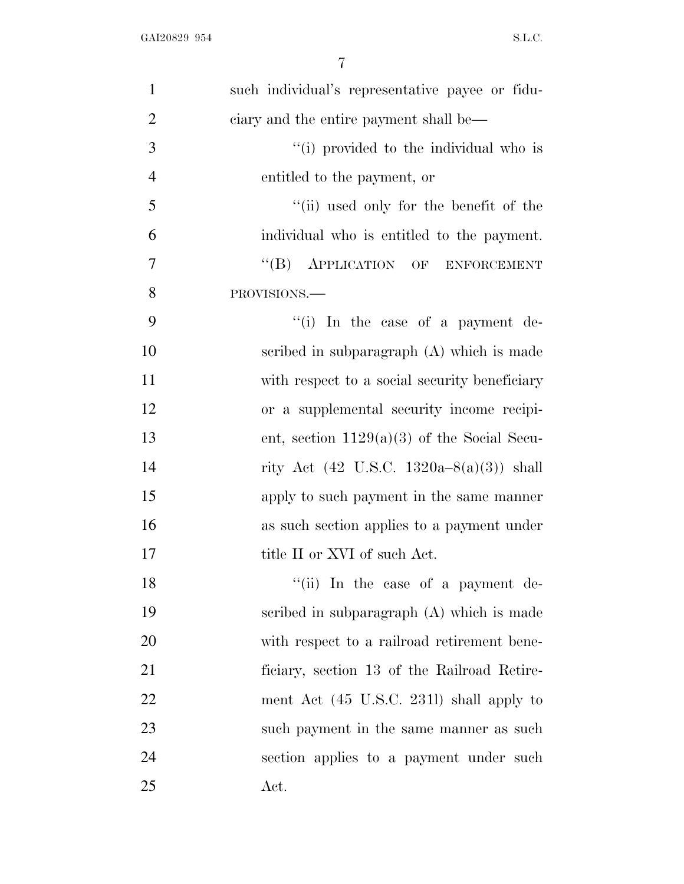such individual's representative payee or fiduciary and the entire payment shall be—

"(i) provided to the individual who is entitled to the payment, or

"(ii) used only for the benefit of the individual who is entitled to the payment.

"(B) APPLICATION OF ENFORCEMENT PROVISIONS.—

"(i) In the case of a payment described in subparagraph (A) which is made with respect to a social security beneficiary or a supplemental security income recipient, section 1129(a)(3) of the Social Security Act (42 U.S.C. 1320a–8(a)(3)) shall apply to such payment in the same manner as such section applies to a payment under title II or XVI of such Act.

"(ii) In the case of a payment described in subparagraph (A) which is made with respect to a railroad retirement beneficiary, section 13 of the Railroad Retirement Act (45 U.S.C. 231l) shall apply to such payment in the same manner as such section applies to a payment under such Act.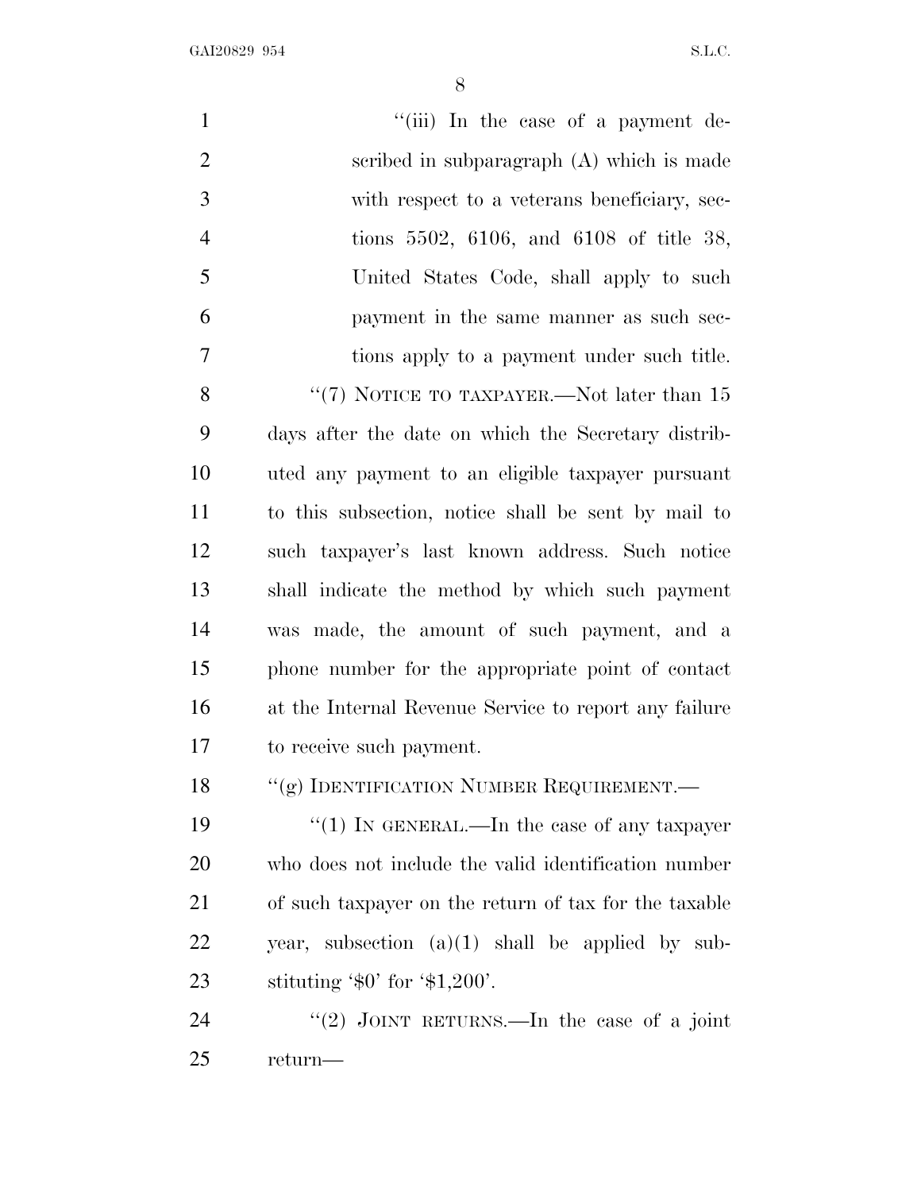"(iii) In the case of a payment described in subparagraph (A) which is made with respect to a veterans beneficiary, sections 5502, 6106, and 6108 of title 38, United States Code, shall apply to such payment in the same manner as such sections apply to a payment under such title.

"(7) NOTICE TO TAXPAYER.—Not later than 15 days after the date on which the Secretary distributed any payment to an eligible taxpayer pursuant to this subsection, notice shall be sent by mail to such taxpayer's last known address. Such notice shall indicate the method by which such payment was made, the amount of such payment, and a phone number for the appropriate point of contact at the Internal Revenue Service to report any failure to receive such payment.

"(g) IDENTIFICATION NUMBER REQUIREMENT.—

"(1) IN GENERAL.—In the case of any taxpayer who does not include the valid identification number of such taxpayer on the return of tax for the taxable year, subsection (a)(1) shall be applied by substituting '$0' for '$1,200'.

"(2) JOINT RETURNS.—In the case of a joint return—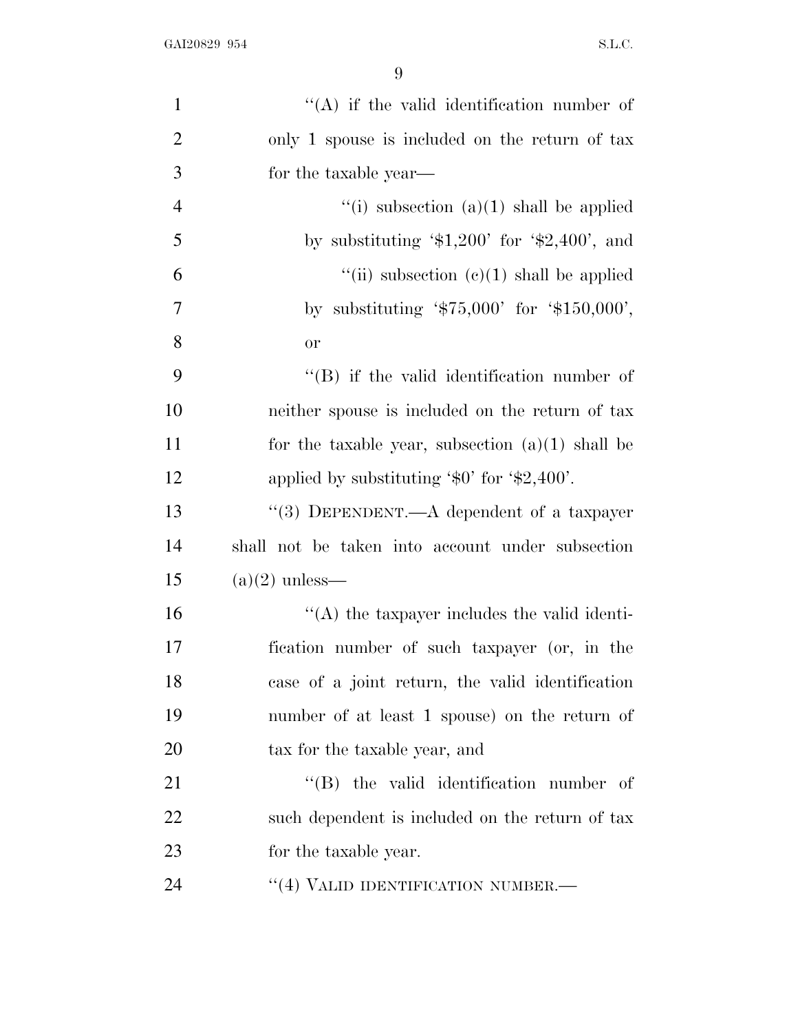''(A) if the valid identification number of only 1 spouse is included on the return of tax for the taxable year—

''(i) subsection (a)(1) shall be applied by substituting '$1,200' for '$2,400', and

''(ii) subsection (c)(1) shall be applied by substituting '$75,000' for '$150,000', or

''(B) if the valid identification number of neither spouse is included on the return of tax for the taxable year, subsection (a)(1) shall be applied by substituting '$0' for '$2,400'.

''(3) DEPENDENT.—A dependent of a taxpayer shall not be taken into account under subsection (a)(2) unless—

''(A) the taxpayer includes the valid identification number of such taxpayer (or, in the case of a joint return, the valid identification number of at least 1 spouse) on the return of tax for the taxable year, and

''(B) the valid identification number of such dependent is included on the return of tax for the taxable year.

''(4) VALID IDENTIFICATION NUMBER.—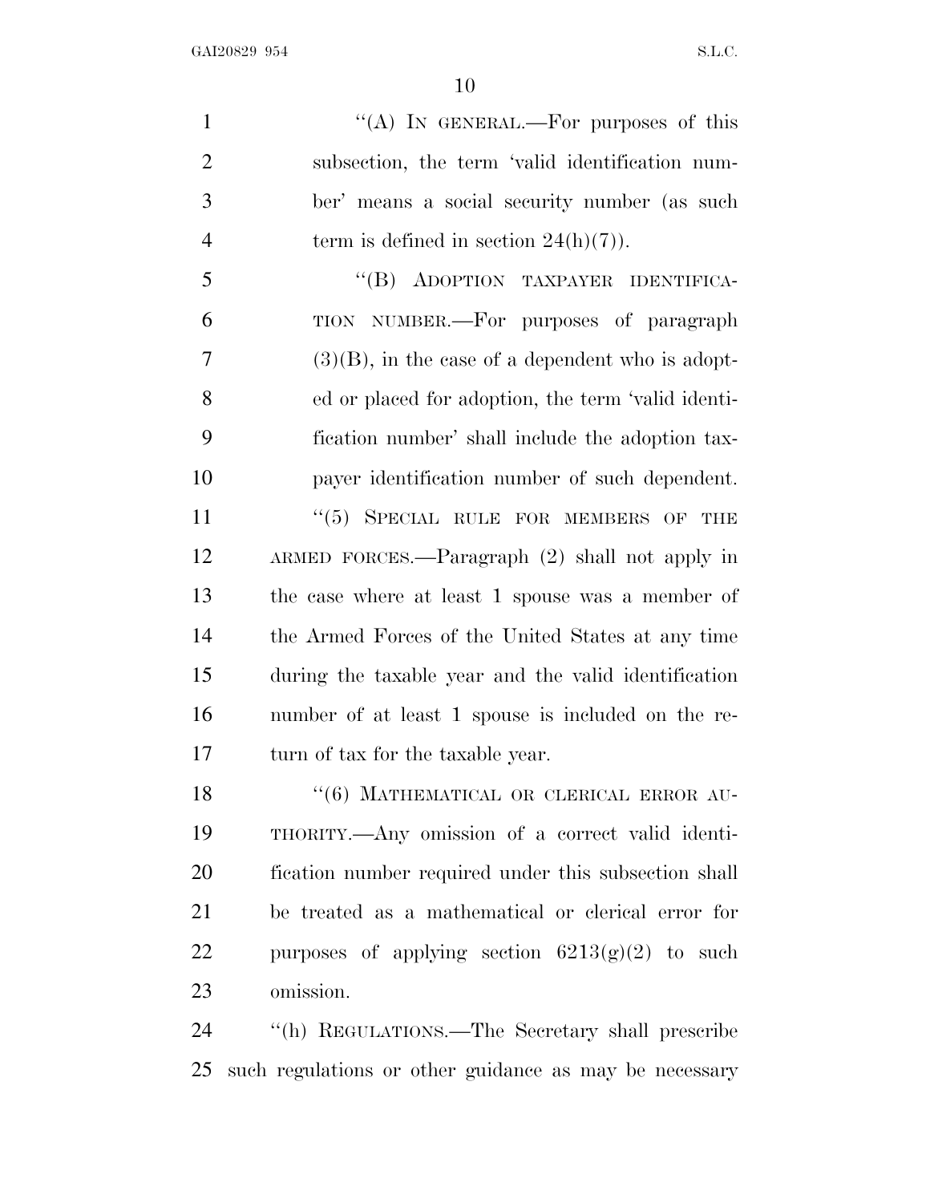"(A) IN GENERAL.—For purposes of this subsection, the term 'valid identification number' means a social security number (as such term is defined in section 24(h)(7)).

"(B) ADOPTION TAXPAYER IDENTIFICATION NUMBER.—For purposes of paragraph (3)(B), in the case of a dependent who is adopted or placed for adoption, the term 'valid identification number' shall include the adoption taxpayer identification number of such dependent.

"(5) SPECIAL RULE FOR MEMBERS OF THE ARMED FORCES.—Paragraph (2) shall not apply in the case where at least 1 spouse was a member of the Armed Forces of the United States at any time during the taxable year and the valid identification number of at least 1 spouse is included on the return of tax for the taxable year.

"(6) MATHEMATICAL OR CLERICAL ERROR AUTHORITY.—Any omission of a correct valid identification number required under this subsection shall be treated as a mathematical or clerical error for purposes of applying section 6213(g)(2) to such omission.

"(h) REGULATIONS.—The Secretary shall prescribe such regulations or other guidance as may be necessary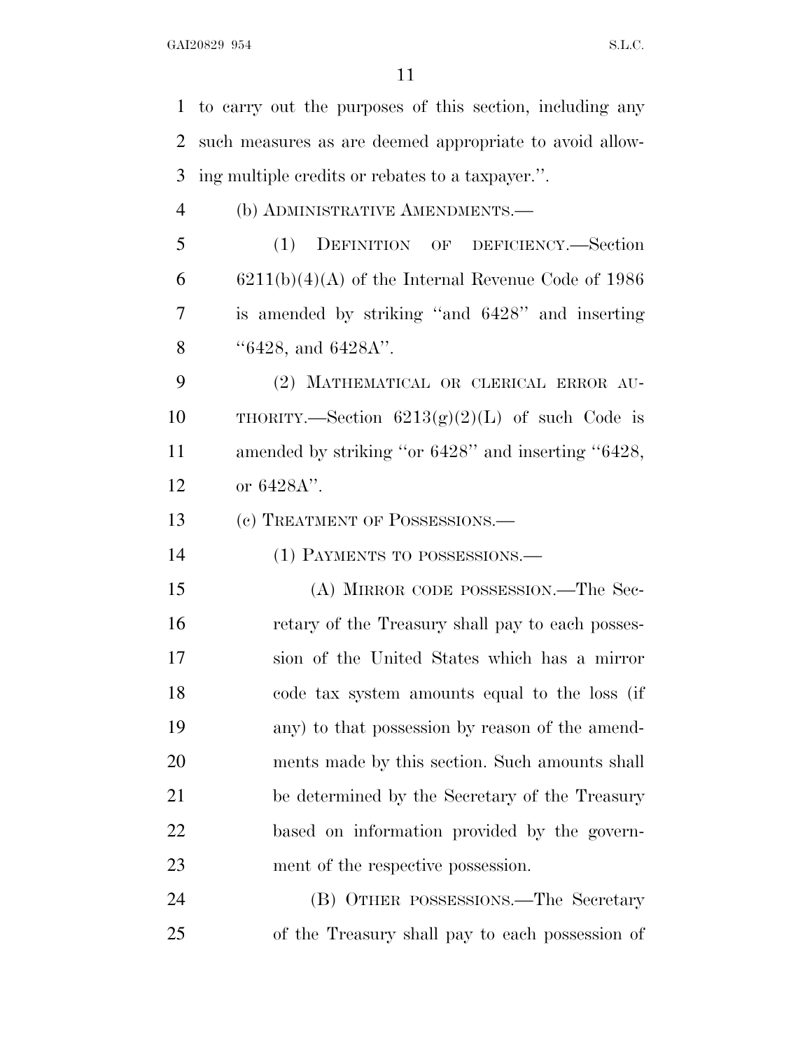to carry out the purposes of this section, including any such measures as are deemed appropriate to avoid allowing multiple credits or rebates to a taxpayer.''.

(b) ADMINISTRATIVE AMENDMENTS.—

(1) DEFINITION OF DEFICIENCY.—Section 6211(b)(4)(A) of the Internal Revenue Code of 1986 is amended by striking ''and 6428'' and inserting ''6428, and 6428A''.

(2) MATHEMATICAL OR CLERICAL ERROR AUTHORITY.—Section 6213(g)(2)(L) of such Code is amended by striking ''or 6428'' and inserting ''6428, or 6428A''.

(c) TREATMENT OF POSSESSIONS.—

(1) PAYMENTS TO POSSESSIONS.—

(A) MIRROR CODE POSSESSION.—The Secretary of the Treasury shall pay to each possession of the United States which has a mirror code tax system amounts equal to the loss (if any) to that possession by reason of the amendments made by this section. Such amounts shall be determined by the Secretary of the Treasury based on information provided by the government of the respective possession.

(B) OTHER POSSESSIONS.—The Secretary of the Treasury shall pay to each possession of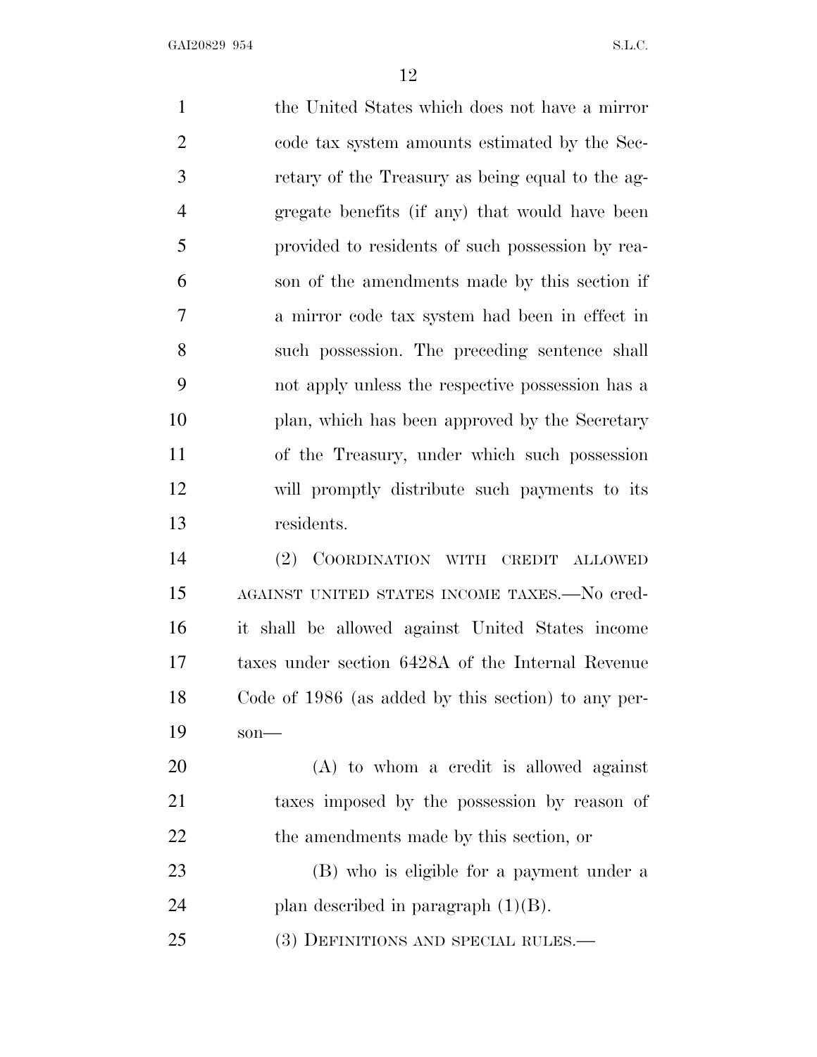the United States which does not have a mirror code tax system amounts estimated by the Secretary of the Treasury as being equal to the aggregate benefits (if any) that would have been provided to residents of such possession by reason of the amendments made by this section if a mirror code tax system had been in effect in such possession. The preceding sentence shall not apply unless the respective possession has a plan, which has been approved by the Secretary of the Treasury, under which such possession will promptly distribute such payments to its residents.

(2) COORDINATION WITH CREDIT ALLOWED AGAINST UNITED STATES INCOME TAXES.—No credit shall be allowed against United States income taxes under section 6428A of the Internal Revenue Code of 1986 (as added by this section) to any person—

(A) to whom a credit is allowed against taxes imposed by the possession by reason of the amendments made by this section, or

(B) who is eligible for a payment under a plan described in paragraph (1)(B).

(3) DEFINITIONS AND SPECIAL RULES.—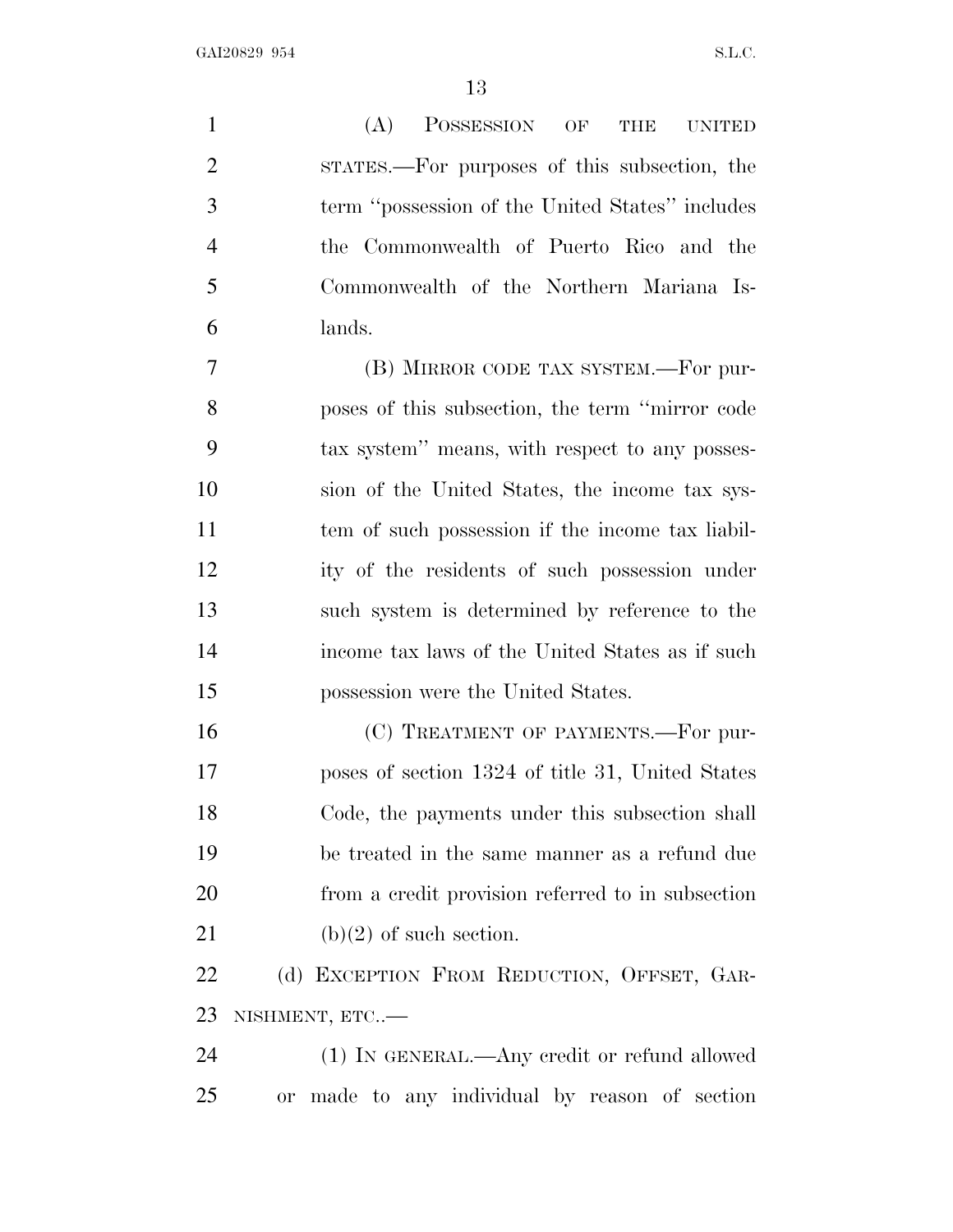(A) POSSESSION OF THE UNITED STATES.—For purposes of this subsection, the term ''possession of the United States'' includes the Commonwealth of Puerto Rico and the Commonwealth of the Northern Mariana Islands.

(B) MIRROR CODE TAX SYSTEM.—For purposes of this subsection, the term ''mirror code tax system'' means, with respect to any possession of the United States, the income tax system of such possession if the income tax liability of the residents of such possession under such system is determined by reference to the income tax laws of the United States as if such possession were the United States.

(C) TREATMENT OF PAYMENTS.—For purposes of section 1324 of title 31, United States Code, the payments under this subsection shall be treated in the same manner as a refund due from a credit provision referred to in subsection (b)(2) of such section.

(d) EXCEPTION FROM REDUCTION, OFFSET, GARNISHMENT, ETC..—

(1) IN GENERAL.—Any credit or refund allowed or made to any individual by reason of section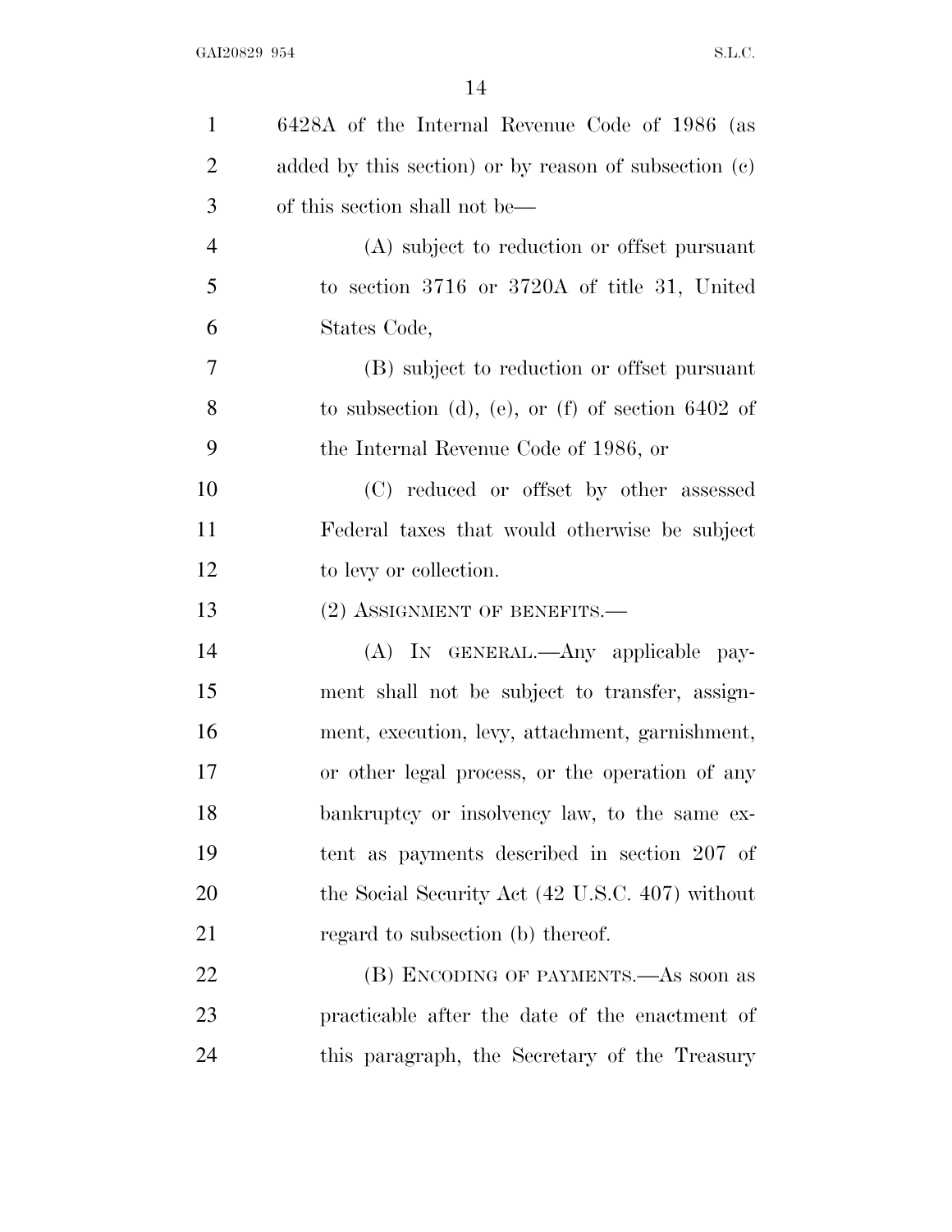6428A of the Internal Revenue Code of 1986 (as added by this section) or by reason of subsection (c) of this section shall not be—

(A) subject to reduction or offset pursuant to section 3716 or 3720A of title 31, United States Code,

(B) subject to reduction or offset pursuant to subsection (d), (e), or (f) of section 6402 of the Internal Revenue Code of 1986, or

(C) reduced or offset by other assessed Federal taxes that would otherwise be subject to levy or collection.

(2) ASSIGNMENT OF BENEFITS.—

(A) IN GENERAL.—Any applicable payment shall not be subject to transfer, assignment, execution, levy, attachment, garnishment, or other legal process, or the operation of any bankruptcy or insolvency law, to the same extent as payments described in section 207 of the Social Security Act (42 U.S.C. 407) without regard to subsection (b) thereof.

(B) ENCODING OF PAYMENTS.—As soon as practicable after the date of the enactment of this paragraph, the Secretary of the Treasury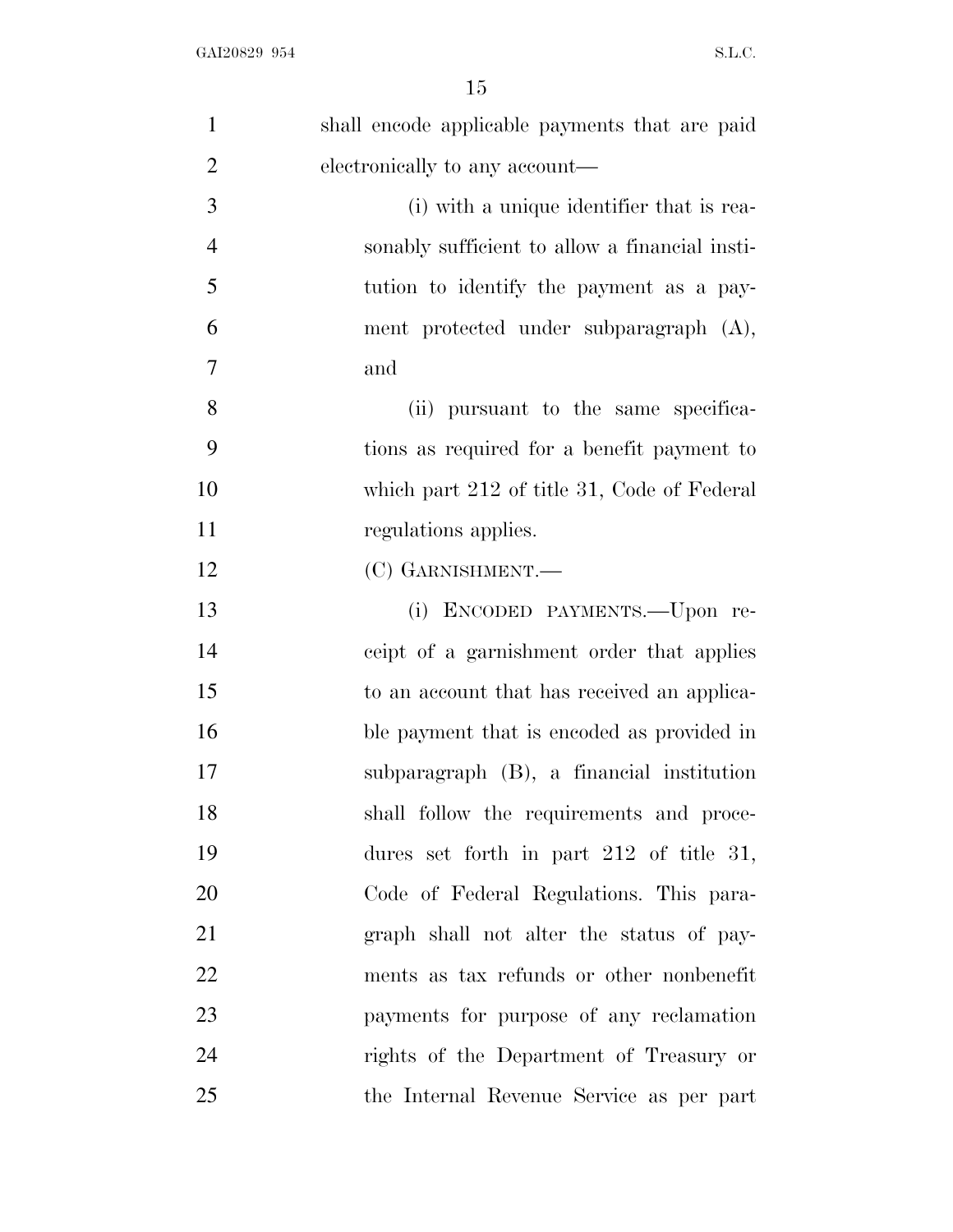shall encode applicable payments that are paid electronically to any account—

(i) with a unique identifier that is reasonably sufficient to allow a financial institution to identify the payment as a payment protected under subparagraph (A), and

(ii) pursuant to the same specifications as required for a benefit payment to which part 212 of title 31, Code of Federal regulations applies.

(C) GARNISHMENT.—

(i) ENCODED PAYMENTS.—Upon receipt of a garnishment order that applies to an account that has received an applicable payment that is encoded as provided in subparagraph (B), a financial institution shall follow the requirements and procedures set forth in part 212 of title 31, Code of Federal Regulations. This paragraph shall not alter the status of payments as tax refunds or other nonbenefit payments for purpose of any reclamation rights of the Department of Treasury or the Internal Revenue Service as per part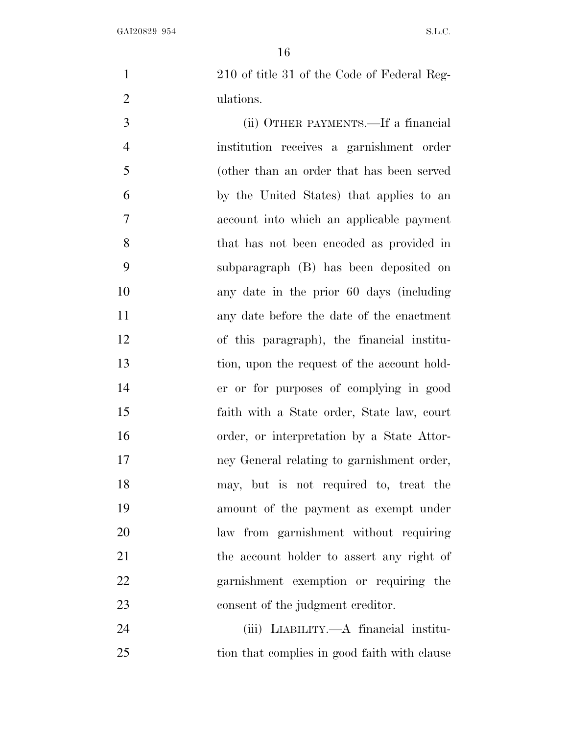210 of title 31 of the Code of Federal Regulations.

(ii) OTHER PAYMENTS.—If a financial institution receives a garnishment order (other than an order that has been served by the United States) that applies to an account into which an applicable payment that has not been encoded as provided in subparagraph (B) has been deposited on any date in the prior 60 days (including any date before the date of the enactment of this paragraph), the financial institution, upon the request of the account holder or for purposes of complying in good faith with a State order, State law, court order, or interpretation by a State Attorney General relating to garnishment order, may, but is not required to, treat the amount of the payment as exempt under law from garnishment without requiring the account holder to assert any right of garnishment exemption or requiring the consent of the judgment creditor.

(iii) LIABILITY.—A financial institution that complies in good faith with clause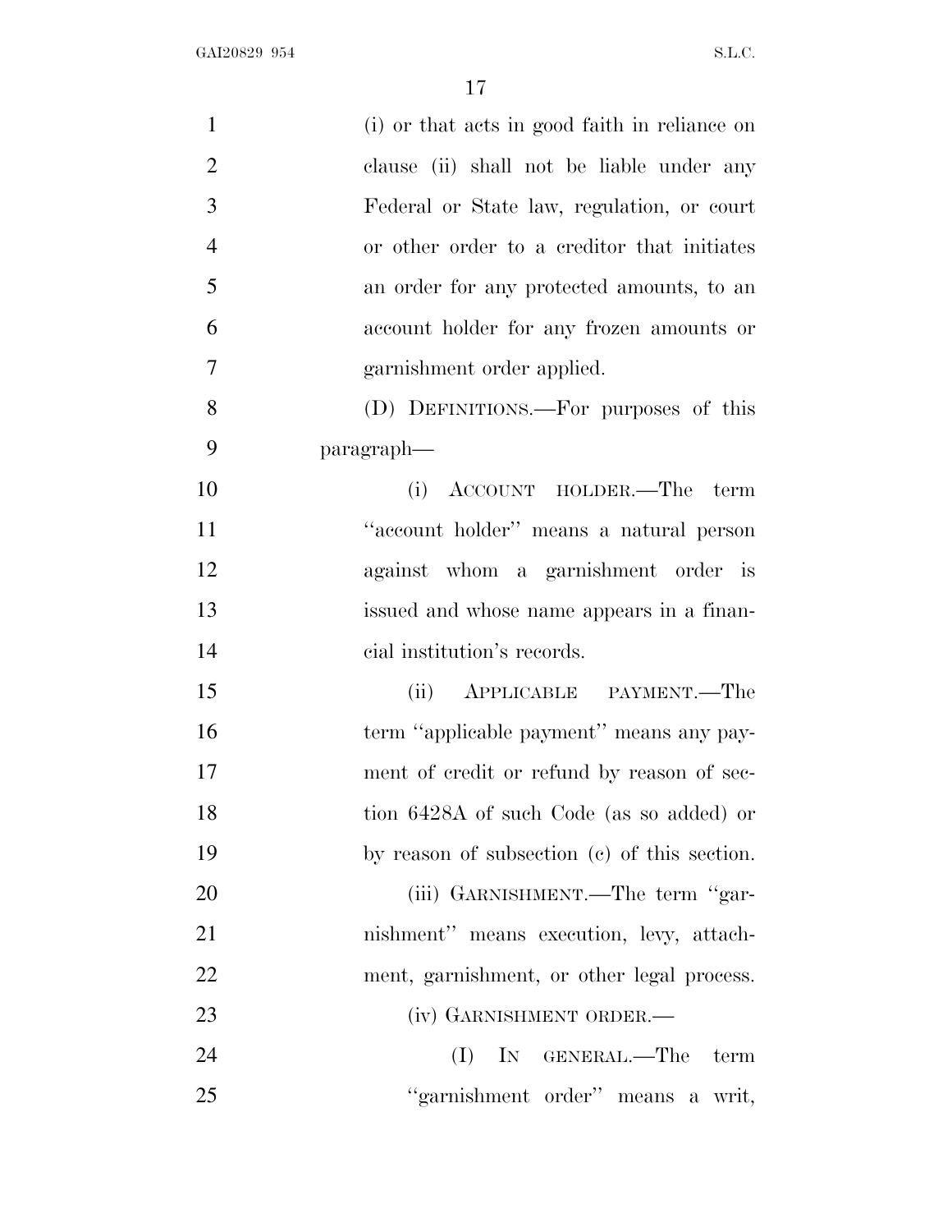(i) or that acts in good faith in reliance on clause (ii) shall not be liable under any Federal or State law, regulation, or court or other order to a creditor that initiates an order for any protected amounts, to an account holder for any frozen amounts or garnishment order applied.

(D) DEFINITIONS.—For purposes of this paragraph—

(i) ACCOUNT HOLDER.—The term ''account holder'' means a natural person against whom a garnishment order is issued and whose name appears in a financial institution's records.

(ii) APPLICABLE PAYMENT.—The term ''applicable payment'' means any payment of credit or refund by reason of section 6428A of such Code (as so added) or by reason of subsection (c) of this section.

(iii) GARNISHMENT.—The term ''garnishment'' means execution, levy, attachment, garnishment, or other legal process.

(iv) GARNISHMENT ORDER.—

(I) IN GENERAL.—The term ''garnishment order'' means a writ,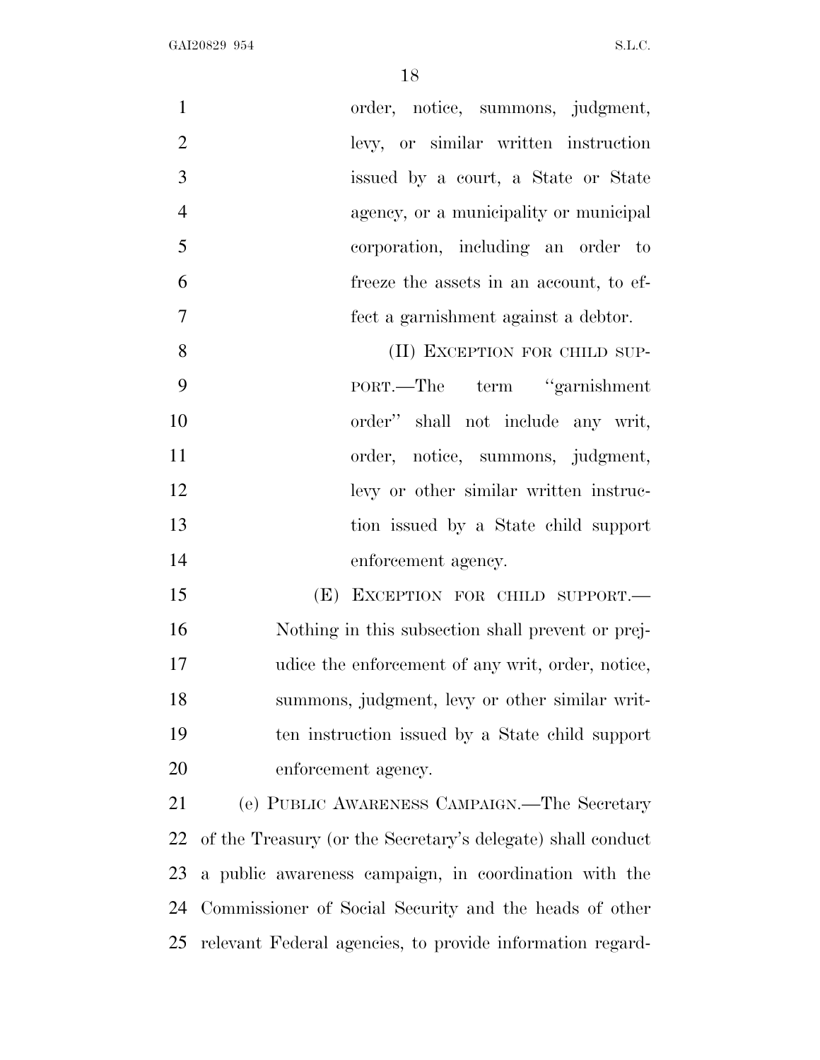order, notice, summons, judgment, levy, or similar written instruction issued by a court, a State or State agency, or a municipality or municipal corporation, including an order to freeze the assets in an account, to effect a garnishment against a debtor.

(II) EXCEPTION FOR CHILD SUPPORT.—The term "garnishment order" shall not include any writ, order, notice, summons, judgment, levy or other similar written instruction issued by a State child support enforcement agency.

(E) EXCEPTION FOR CHILD SUPPORT.—Nothing in this subsection shall prevent or prejudice the enforcement of any writ, order, notice, summons, judgment, levy or other similar written instruction issued by a State child support enforcement agency.

(e) PUBLIC AWARENESS CAMPAIGN.—The Secretary of the Treasury (or the Secretary's delegate) shall conduct a public awareness campaign, in coordination with the Commissioner of Social Security and the heads of other relevant Federal agencies, to provide information regard-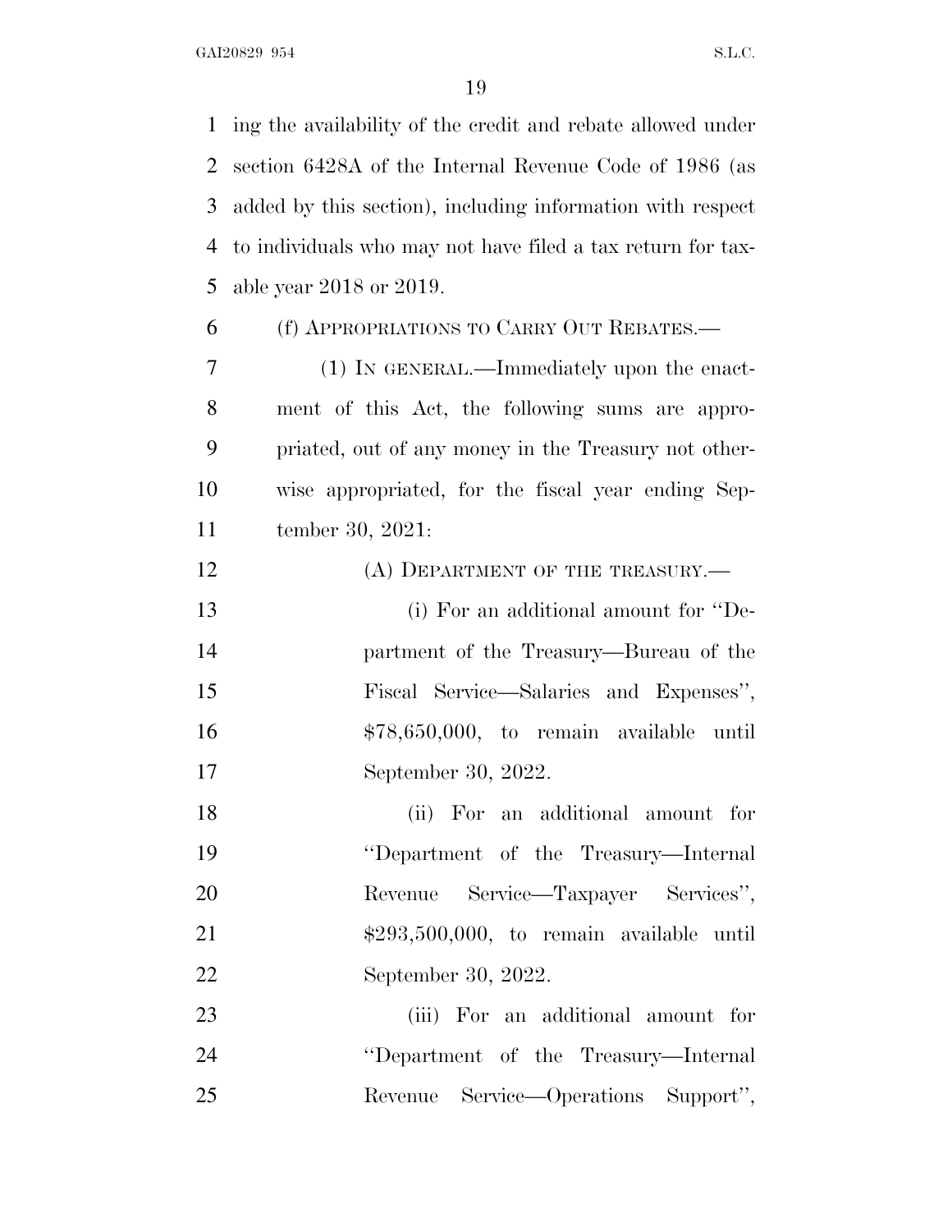ing the availability of the credit and rebate allowed under section 6428A of the Internal Revenue Code of 1986 (as added by this section), including information with respect to individuals who may not have filed a tax return for taxable year 2018 or 2019.

(f) APPROPRIATIONS TO CARRY OUT REBATES.—

(1) IN GENERAL.—Immediately upon the enactment of this Act, the following sums are appropriated, out of any money in the Treasury not otherwise appropriated, for the fiscal year ending September 30, 2021:

(A) DEPARTMENT OF THE TREASURY.—

(i) For an additional amount for ''Department of the Treasury—Bureau of the Fiscal Service—Salaries and Expenses'', $78,650,000, to remain available until September 30, 2022.

(ii) For an additional amount for ''Department of the Treasury—Internal Revenue Service—Taxpayer Services'', $293,500,000, to remain available until September 30, 2022.

(iii) For an additional amount for ''Department of the Treasury—Internal Revenue Service—Operations Support'',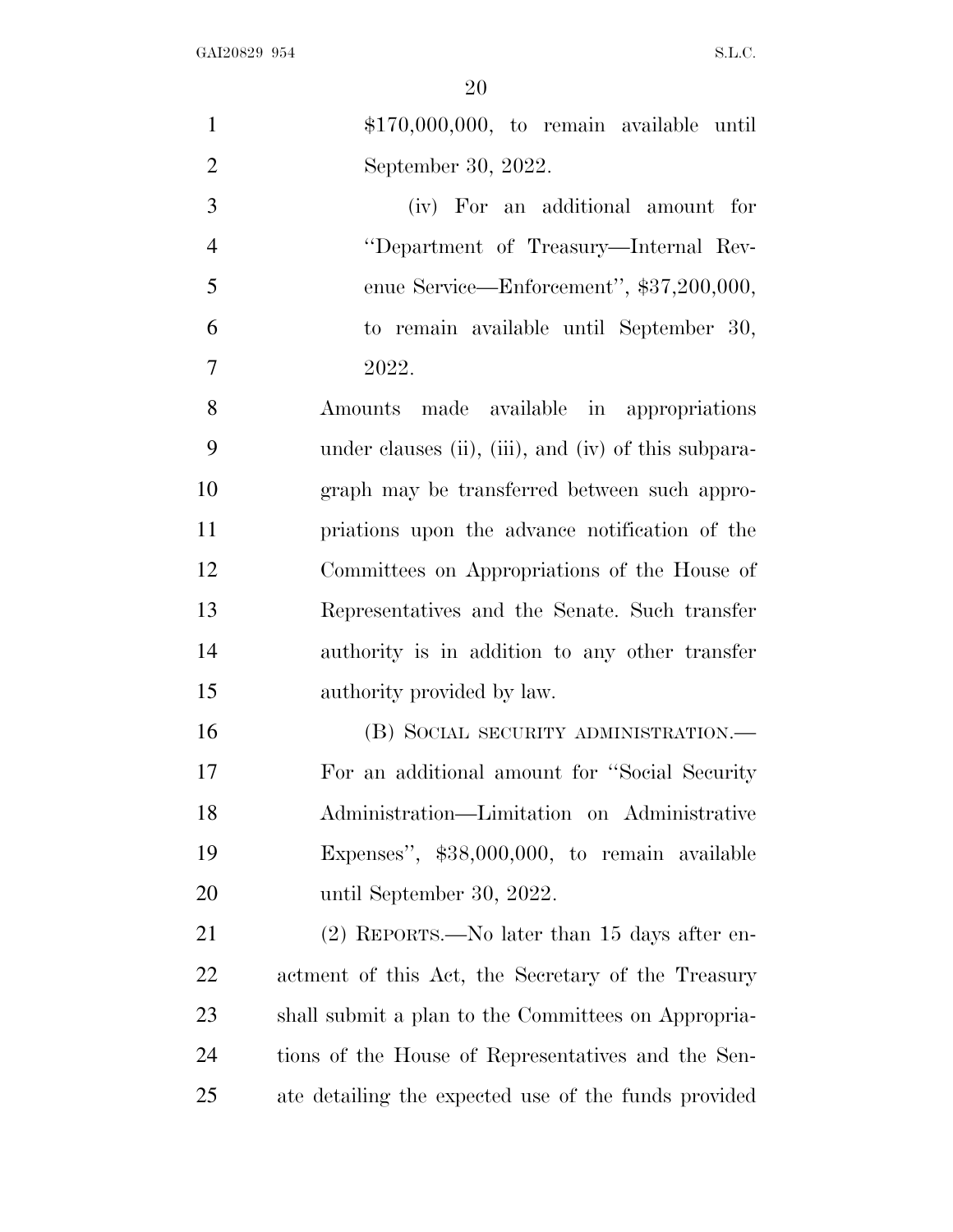$170,000,000, to remain available until September 30, 2022.

(iv) For an additional amount for ''Department of Treasury—Internal Revenue Service—Enforcement'', $37,200,000, to remain available until September 30, 2022.

Amounts made available in appropriations under clauses (ii), (iii), and (iv) of this subparagraph may be transferred between such appropriations upon the advance notification of the Committees on Appropriations of the House of Representatives and the Senate. Such transfer authority is in addition to any other transfer authority provided by law.

(B) SOCIAL SECURITY ADMINISTRATION.— For an additional amount for ''Social Security Administration—Limitation on Administrative Expenses'', $38,000,000, to remain available until September 30, 2022.

(2) REPORTS.—No later than 15 days after enactment of this Act, the Secretary of the Treasury shall submit a plan to the Committees on Appropriations of the House of Representatives and the Senate detailing the expected use of the funds provided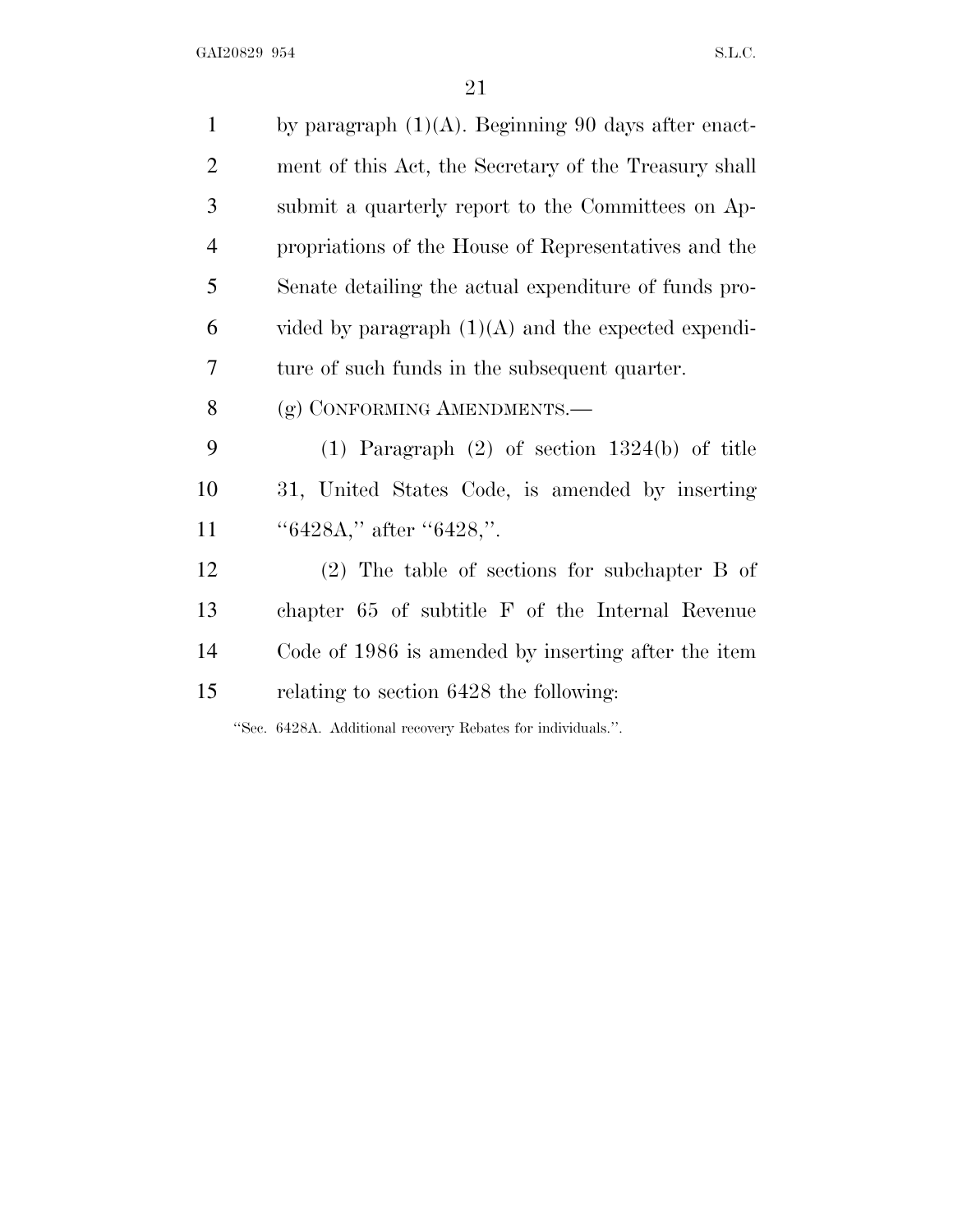by paragraph (1)(A). Beginning 90 days after enactment of this Act, the Secretary of the Treasury shall submit a quarterly report to the Committees on Appropriations of the House of Representatives and the Senate detailing the actual expenditure of funds provided by paragraph (1)(A) and the expected expenditure of such funds in the subsequent quarter.

(g) CONFORMING AMENDMENTS.—

(1) Paragraph (2) of section 1324(b) of title 31, United States Code, is amended by inserting "6428A," after "6428,".

(2) The table of sections for subchapter B of chapter 65 of subtitle F of the Internal Revenue Code of 1986 is amended by inserting after the item relating to section 6428 the following:

"Sec. 6428A. Additional recovery Rebates for individuals.".